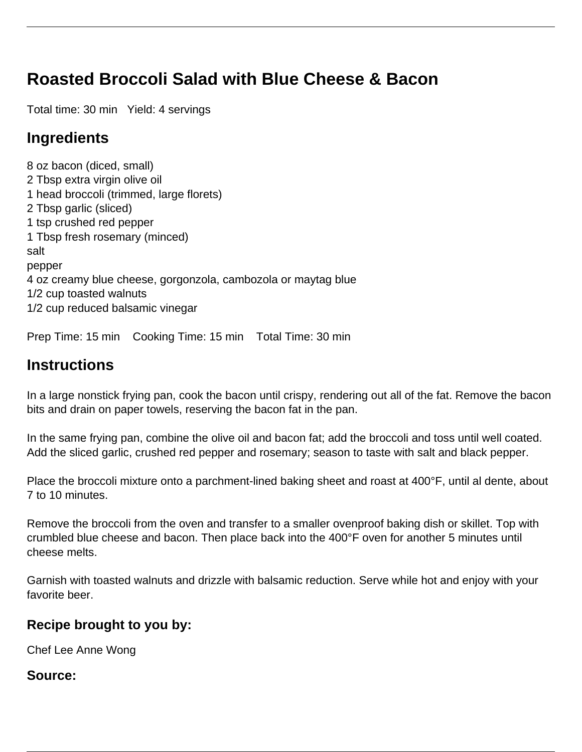# Roasted Broccoli Salad with Blue Cheese & Bacon

Total time: 30 min   Yield: 4 servings

## Ingredients

8 oz bacon (diced, small)
2 Tbsp extra virgin olive oil
1 head broccoli (trimmed, large florets)
2 Tbsp garlic (sliced)
1 tsp crushed red pepper
1 Tbsp fresh rosemary (minced)
salt
pepper
4 oz creamy blue cheese, gorgonzola, cambozola or maytag blue
1/2 cup toasted walnuts
1/2 cup reduced balsamic vinegar

Prep Time: 15 min   Cooking Time: 15 min   Total Time: 30 min

## Instructions

In a large nonstick frying pan, cook the bacon until crispy, rendering out all of the fat. Remove the bacon bits and drain on paper towels, reserving the bacon fat in the pan.

In the same frying pan, combine the olive oil and bacon fat; add the broccoli and toss until well coated. Add the sliced garlic, crushed red pepper and rosemary; season to taste with salt and black pepper.

Place the broccoli mixture onto a parchment-lined baking sheet and roast at 400°F, until al dente, about 7 to 10 minutes.

Remove the broccoli from the oven and transfer to a smaller ovenproof baking dish or skillet. Top with crumbled blue cheese and bacon. Then place back into the 400°F oven for another 5 minutes until cheese melts.

Garnish with toasted walnuts and drizzle with balsamic reduction. Serve while hot and enjoy with your favorite beer.

### Recipe brought to you by:

Chef Lee Anne Wong

### Source: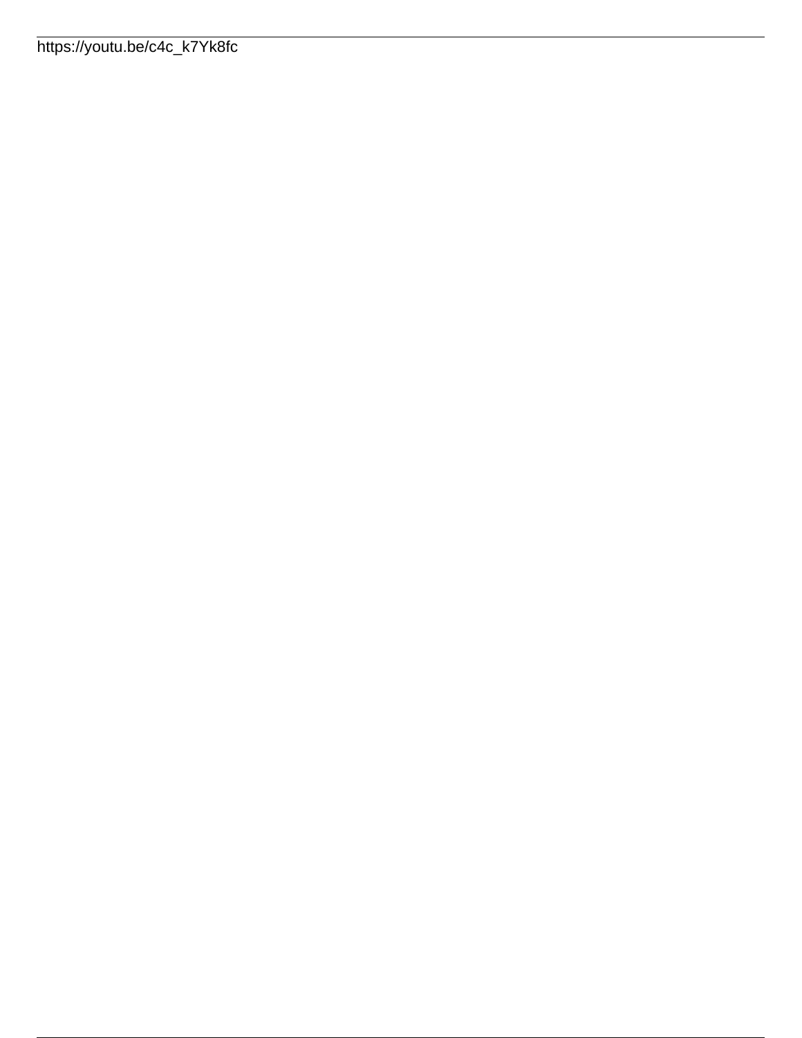https://youtu.be/c4c_k7Yk8fc